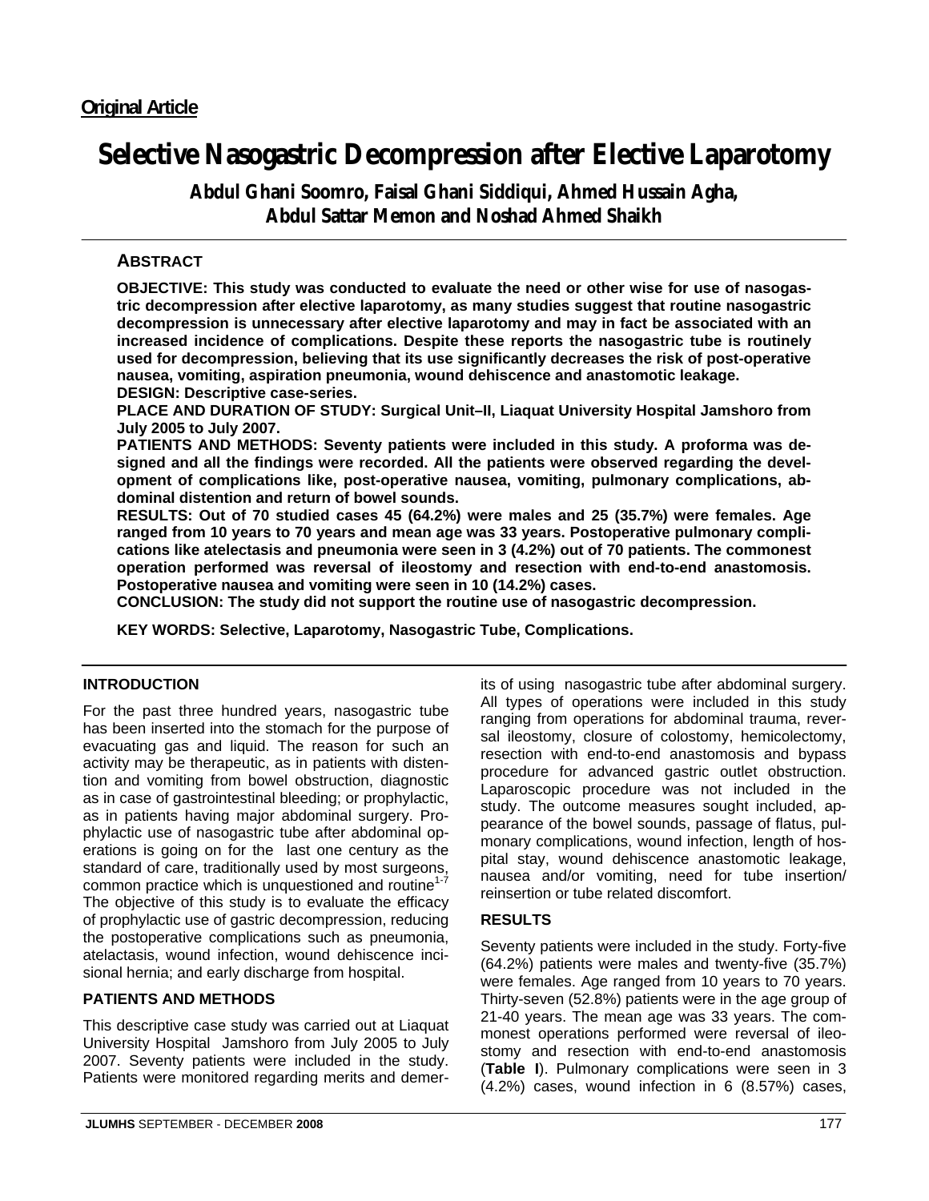**Original Article**

# Selective Nasogastric Decompression after Elective Laparotomy

**Abdul Ghani Soomro, Faisal Ghani Siddiqui, Ahmed Hussain Agha, Abdul Sattar Memon and Noshad Ahmed Shaikh**

## ABSTRACT

**OBJECTIVE: This study was conducted to evaluate the need or other wise for use of nasogastric decompression after elective laparotomy, as many studies suggest that routine nasogastric decompression is unnecessary after elective laparotomy and may in fact be associated with an increased incidence of complications. Despite these reports the nasogastric tube is routinely used for decompression, believing that its use significantly decreases the risk of post-operative nausea, vomiting, aspiration pneumonia, wound dehiscence and anastomotic leakage.**

**DESIGN: Descriptive case-series.**

**PLACE AND DURATION OF STUDY: Surgical Unit–II, Liaquat University Hospital Jamshoro from July 2005 to July 2007.**

**PATIENTS AND METHODS: Seventy patients were included in this study. A proforma was designed and all the findings were recorded. All the patients were observed regarding the development of complications like, post-operative nausea, vomiting, pulmonary complications, abdominal distention and return of bowel sounds.**

**RESULTS: Out of 70 studied cases 45 (64.2%) were males and 25 (35.7%) were females. Age ranged from 10 years to 70 years and mean age was 33 years. Postoperative pulmonary complications like atelectasis and pneumonia were seen in 3 (4.2%) out of 70 patients. The commonest operation performed was reversal of ileostomy and resection with end-to-end anastomosis. Postoperative nausea and vomiting were seen in 10 (14.2%) cases.**

**CONCLUSION: The study did not support the routine use of nasogastric decompression.**

**KEY WORDS: Selective, Laparotomy, Nasogastric Tube, Complications.**

## INTRODUCTION

For the past three hundred years, nasogastric tube has been inserted into the stomach for the purpose of evacuating gas and liquid. The reason for such an activity may be therapeutic, as in patients with distention and vomiting from bowel obstruction, diagnostic as in case of gastrointestinal bleeding; or prophylactic, as in patients having major abdominal surgery. Prophylactic use of nasogastric tube after abdominal operations is going on for the last one century as the standard of care, traditionally used by most surgeons, common practice which is unquestioned and routine[1-7] The objective of this study is to evaluate the efficacy of prophylactic use of gastric decompression, reducing the postoperative complications such as pneumonia, atelactasis, wound infection, wound dehiscence incisional hernia; and early discharge from hospital.

## PATIENTS AND METHODS

This descriptive case study was carried out at Liaquat University Hospital Jamshoro from July 2005 to July 2007. Seventy patients were included in the study. Patients were monitored regarding merits and demerits of using nasogastric tube after abdominal surgery. All types of operations were included in this study ranging from operations for abdominal trauma, reversal ileostomy, closure of colostomy, hemicolectomy, resection with end-to-end anastomosis and bypass procedure for advanced gastric outlet obstruction. Laparoscopic procedure was not included in the study. The outcome measures sought included, appearance of the bowel sounds, passage of flatus, pulmonary complications, wound infection, length of hospital stay, wound dehiscence anastomotic leakage, nausea and/or vomiting, need for tube insertion/reinsertion or tube related discomfort.

## RESULTS

Seventy patients were included in the study. Forty-five (64.2%) patients were males and twenty-five (35.7%) were females. Age ranged from 10 years to 70 years. Thirty-seven (52.8%) patients were in the age group of 21-40 years. The mean age was 33 years. The commonest operations performed were reversal of ileostomy and resection with end-to-end anastomosis (**Table I**). Pulmonary complications were seen in 3 (4.2%) cases, wound infection in 6 (8.57%) cases,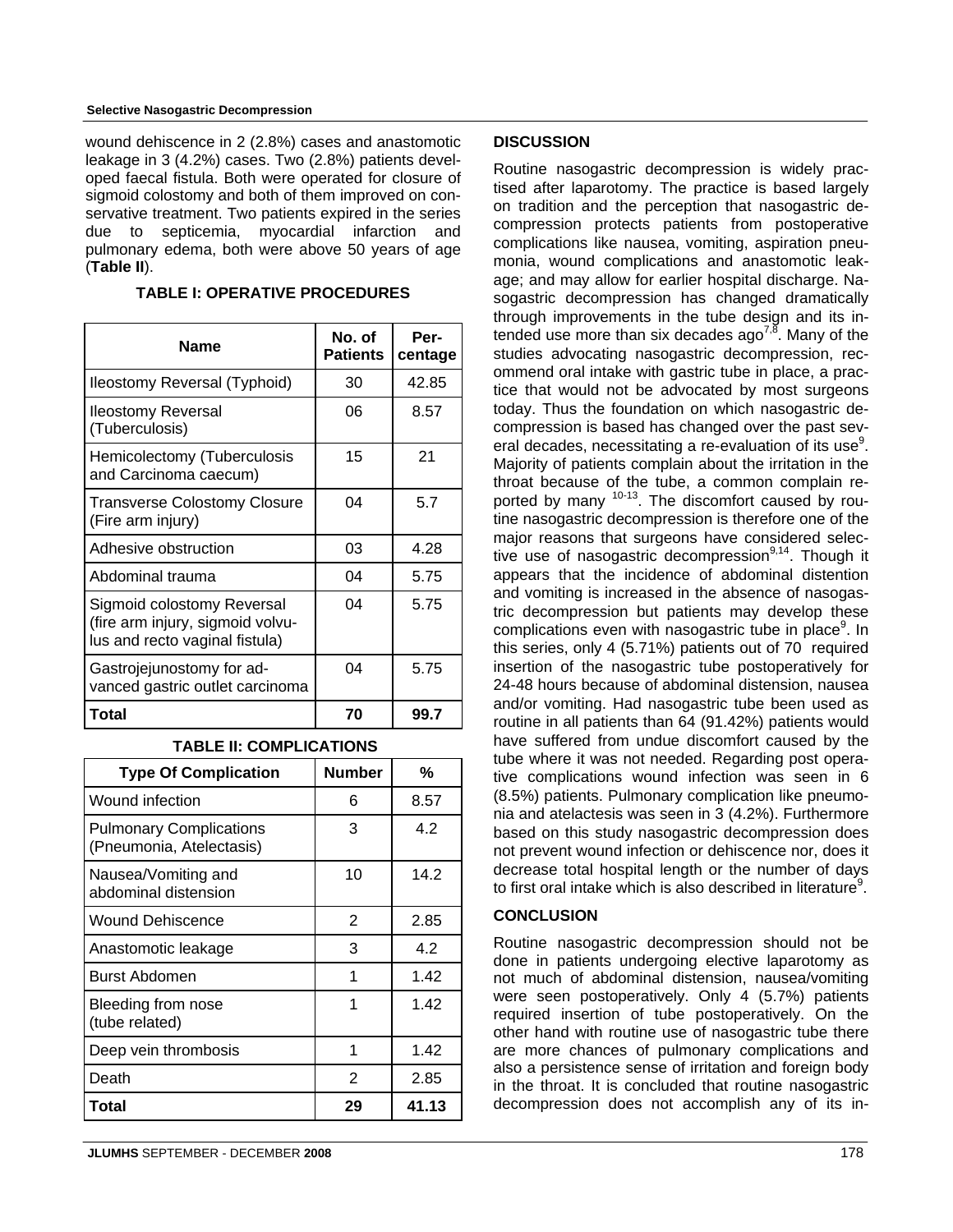wound dehiscence in 2 (2.8%) cases and anastomotic leakage in 3 (4.2%) cases. Two (2.8%) patients developed faecal fistula. Both were operated for closure of sigmoid colostomy and both of them improved on conservative treatment. Two patients expired in the series due to septicemia, myocardial infarction and pulmonary edema, both were above 50 years of age (**Table II**).

**TABLE I: OPERATIVE PROCEDURES**

| Name | No. of Patients | Percentage |
|---|---|---|
| Ileostomy Reversal (Typhoid) | 30 | 42.85 |
| Ileostomy Reversal (Tuberculosis) | 06 | 8.57 |
| Hemicolectomy (Tuberculosis and Carcinoma caecum) | 15 | 21 |
| Transverse Colostomy Closure (Fire arm injury) | 04 | 5.7 |
| Adhesive obstruction | 03 | 4.28 |
| Abdominal trauma | 04 | 5.75 |
| Sigmoid colostomy Reversal (fire arm injury, sigmoid volvulus and recto vaginal fistula) | 04 | 5.75 |
| Gastrojejunostomy for advanced gastric outlet carcinoma | 04 | 5.75 |
| **Total** | **70** | **99.7** |

**TABLE II: COMPLICATIONS**

| Type Of Complication | Number | % |
|---|---|---|
| Wound infection | 6 | 8.57 |
| Pulmonary Complications (Pneumonia, Atelectasis) | 3 | 4.2 |
| Nausea/Vomiting and abdominal distension | 10 | 14.2 |
| Wound Dehiscence | 2 | 2.85 |
| Anastomotic leakage | 3 | 4.2 |
| Burst Abdomen | 1 | 1.42 |
| Bleeding from nose (tube related) | 1 | 1.42 |
| Deep vein thrombosis | 1 | 1.42 |
| Death | 2 | 2.85 |
| **Total** | **29** | **41.13** |

## DISCUSSION

Routine nasogastric decompression is widely practised after laparotomy. The practice is based largely on tradition and the perception that nasogastric decompression protects patients from postoperative complications like nausea, vomiting, aspiration pneumonia, wound complications and anastomotic leakage; and may allow for earlier hospital discharge. Nasogastric decompression has changed dramatically through improvements in the tube design and its intended use more than six decades ago[7,8]. Many of the studies advocating nasogastric decompression, recommend oral intake with gastric tube in place, a practice that would not be advocated by most surgeons today. Thus the foundation on which nasogastric decompression is based has changed over the past several decades, necessitating a re-evaluation of its use[9]. Majority of patients complain about the irritation in the throat because of the tube, a common complain reported by many [10-13]. The discomfort caused by routine nasogastric decompression is therefore one of the major reasons that surgeons have considered selective use of nasogastric decompression[9,14]. Though it appears that the incidence of abdominal distention and vomiting is increased in the absence of nasogastric decompression but patients may develop these complications even with nasogastric tube in place[9]. In this series, only 4 (5.71%) patients out of 70 required insertion of the nasogastric tube postoperatively for 24-48 hours because of abdominal distension, nausea and/or vomiting. Had nasogastric tube been used as routine in all patients than 64 (91.42%) patients would have suffered from undue discomfort caused by the tube where it was not needed. Regarding post operative complications wound infection was seen in 6 (8.5%) patients. Pulmonary complication like pneumonia and atelectasis was seen in 3 (4.2%). Furthermore based on this study nasogastric decompression does not prevent wound infection or dehiscence nor, does it decrease total hospital length or the number of days to first oral intake which is also described in literature[9].

## CONCLUSION

Routine nasogastric decompression should not be done in patients undergoing elective laparotomy as not much of abdominal distension, nausea/vomiting were seen postoperatively. Only 4 (5.7%) patients required insertion of tube postoperatively. On the other hand with routine use of nasogastric tube there are more chances of pulmonary complications and also a persistence sense of irritation and foreign body in the throat. It is concluded that routine nasogastric decompression does not accomplish any of its in-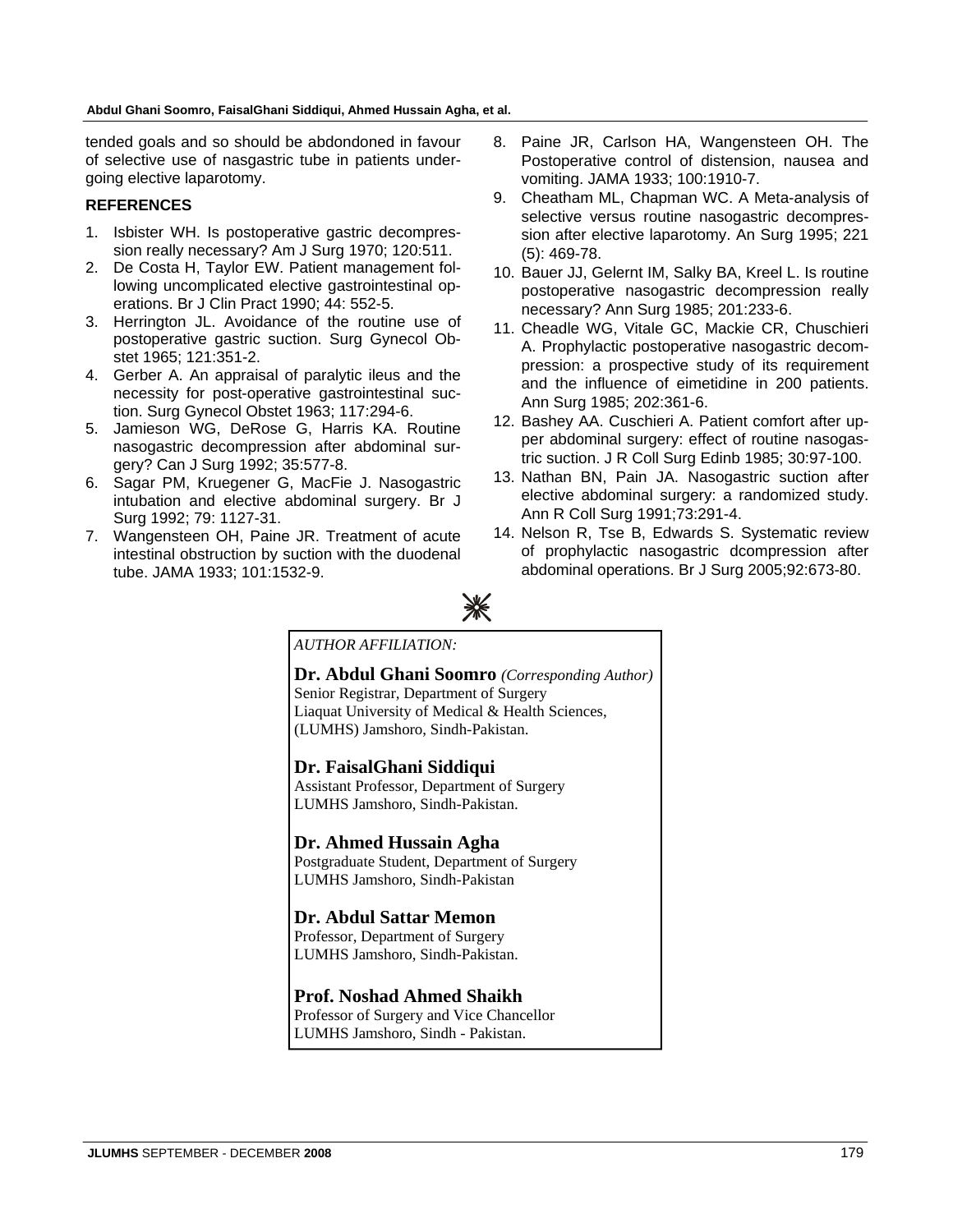tended goals and so should be abdondoned in favour of selective use of nasgastric tube in patients undergoing elective laparotomy.

## REFERENCES

1. Isbister WH. Is postoperative gastric decompression really necessary? Am J Surg 1970; 120:511.
2. De Costa H, Taylor EW. Patient management following uncomplicated elective gastrointestinal operations. Br J Clin Pract 1990; 44: 552-5.
3. Herrington JL. Avoidance of the routine use of postoperative gastric suction. Surg Gynecol Obstet 1965; 121:351-2.
4. Gerber A. An appraisal of paralytic ileus and the necessity for post-operative gastrointestinal suction. Surg Gynecol Obstet 1963; 117:294-6.
5. Jamieson WG, DeRose G, Harris KA. Routine nasogastric decompression after abdominal surgery? Can J Surg 1992; 35:577-8.
6. Sagar PM, Kruegener G, MacFie J. Nasogastric intubation and elective abdominal surgery. Br J Surg 1992; 79: 1127-31.
7. Wangensteen OH, Paine JR. Treatment of acute intestinal obstruction by suction with the duodenal tube. JAMA 1933; 101:1532-9.
8. Paine JR, Carlson HA, Wangensteen OH. The Postoperative control of distension, nausea and vomiting. JAMA 1933; 100:1910-7.
9. Cheatham ML, Chapman WC. A Meta-analysis of selective versus routine nasogastric decompression after elective laparotomy. An Surg 1995; 221 (5): 469-78.
10. Bauer JJ, Gelernt IM, Salky BA, Kreel L. Is routine postoperative nasogastric decompression really necessary? Ann Surg 1985; 201:233-6.
11. Cheadle WG, Vitale GC, Mackie CR, Chuschieri A. Prophylactic postoperative nasogastric decompression: a prospective study of its requirement and the influence of eimetidine in 200 patients. Ann Surg 1985; 202:361-6.
12. Bashey AA. Cuschieri A. Patient comfort after upper abdominal surgery: effect of routine nasogastric suction. J R Coll Surg Edinb 1985; 30:97-100.
13. Nathan BN, Pain JA. Nasogastric suction after elective abdominal surgery: a randomized study. Ann R Coll Surg 1991;73:291-4.
14. Nelson R, Tse B, Edwards S. Systematic review of prophylactic nasogastric dcompression after abdominal operations. Br J Surg 2005;92:673-80.

*AUTHOR AFFILIATION:*

**Dr. Abdul Ghani Soomro** *(Corresponding Author)*
Senior Registrar, Department of Surgery
Liaquat University of Medical & Health Sciences,
(LUMHS) Jamshoro, Sindh-Pakistan.

**Dr. FaisalGhani Siddiqui**
Assistant Professor, Department of Surgery
LUMHS Jamshoro, Sindh-Pakistan.

**Dr. Ahmed Hussain Agha**
Postgraduate Student, Department of Surgery
LUMHS Jamshoro, Sindh-Pakistan

**Dr. Abdul Sattar Memon**
Professor, Department of Surgery
LUMHS Jamshoro, Sindh-Pakistan.

**Prof. Noshad Ahmed Shaikh**
Professor of Surgery and Vice Chancellor
LUMHS Jamshoro, Sindh - Pakistan.